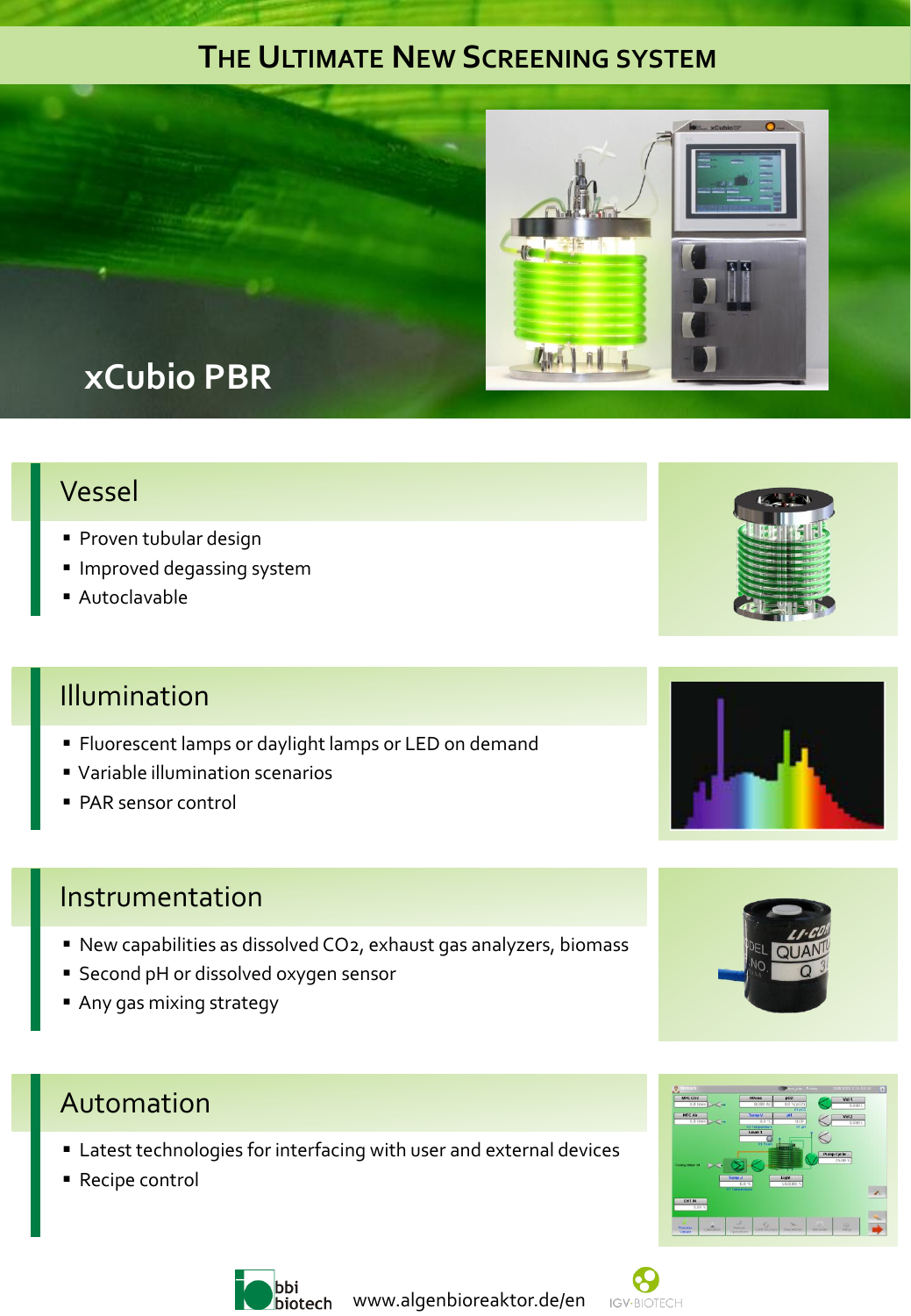# The Ultimate New Screening System

## xCubio PBR

## Vessel

- Proven tubular design
- Improved degassing system
- Autoclavable

## Illumination

- Fluorescent lamps or daylight lamps or LED on demand
- Variable illumination scenarios
- PAR sensor control

## Instrumentation

- New capabilities as dissolved $CO_2$, exhaust gas analyzers, biomass
- Second pH or dissolved oxygen sensor
- Any gas mixing strategy

## Automation

- Latest technologies for interfacing with user and external devices
- Recipe control

bbi biotech www.algenbioreaktor.de/en IGV-BIOTECH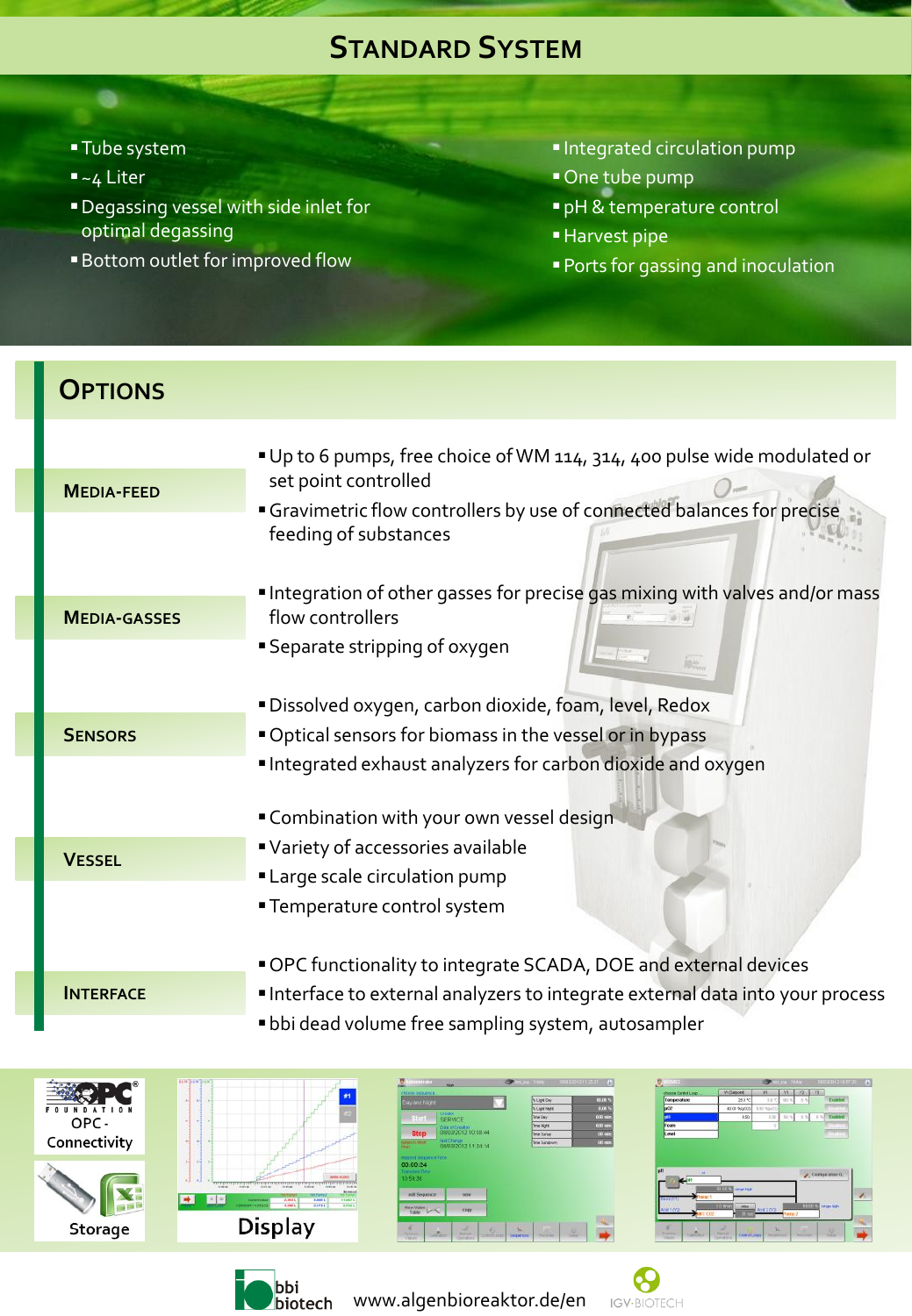# Standard System

- Tube system
- ~4 Liter
- Degassing vessel with side inlet for optimal degassing
- Bottom outlet for improved flow
- Integrated circulation pump
- One tube pump
- pH & temperature control
- Harvest pipe
- Ports for gassing and inoculation

# Options

## Media-Feed

- Up to 6 pumps, free choice of WM 114, 314, 400 pulse wide modulated or set point controlled
- Gravimetric flow controllers by use of connected balances for precise feeding of substances

## Media-Gasses

- Integration of other gasses for precise gas mixing with valves and/or mass flow controllers
- Separate stripping of oxygen

## Sensors

- Dissolved oxygen, carbon dioxide, foam, level, Redox
- Optical sensors for biomass in the vessel or in bypass
- Integrated exhaust analyzers for carbon dioxide and oxygen

## Vessel

- Combination with your own vessel design
- Variety of accessories available
- Large scale circulation pump
- Temperature control system

## Interface

- OPC functionality to integrate SCADA, DOE and external devices
- Interface to external analyzers to integrate external data into your process
- bbi dead volume free sampling system, autosampler

OPC-Connectivity

Storage

Display

bbi biotech www.algenbioreaktor.de/en IGV-BIOTECH